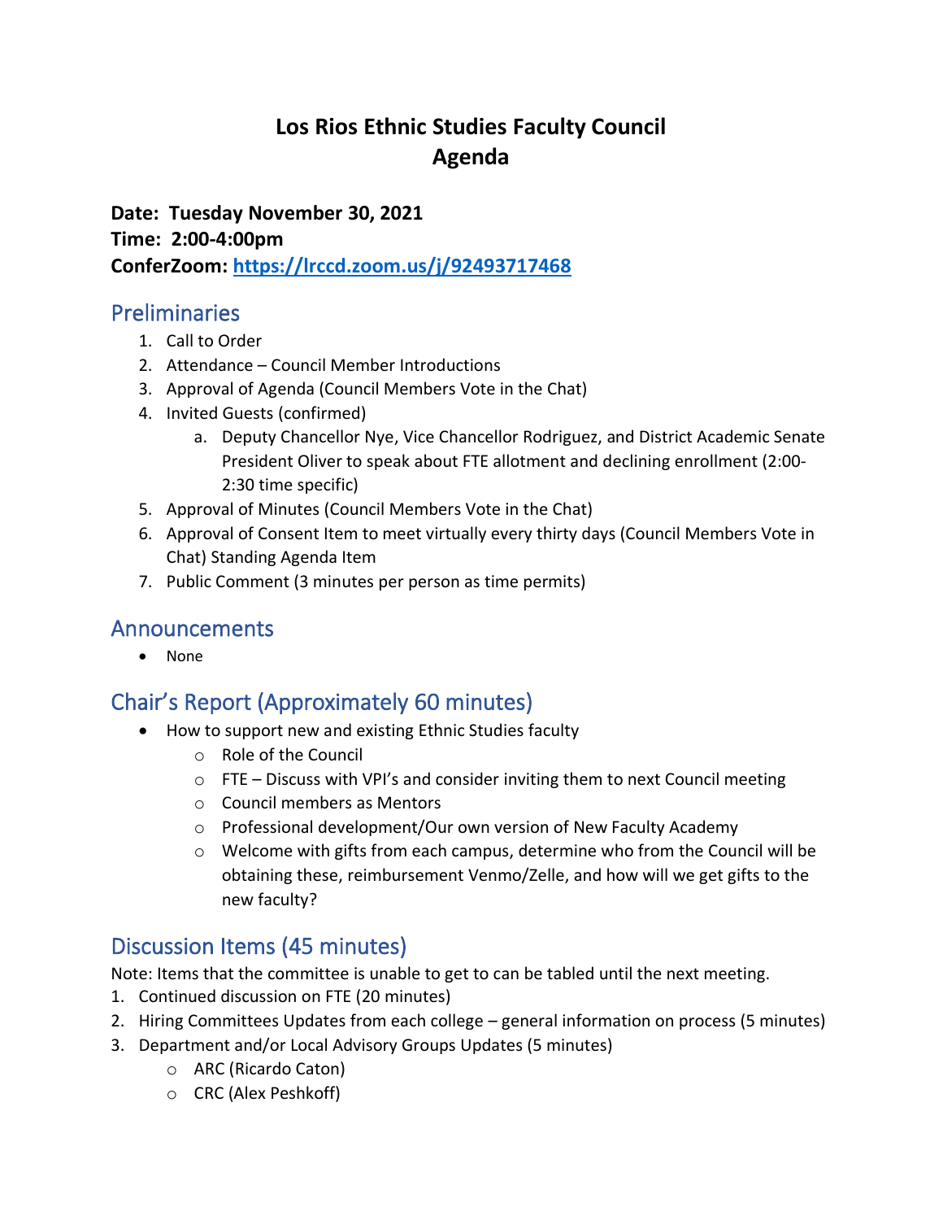# Los Rios Ethnic Studies Faculty Council
# Agenda

**Date: Tuesday November 30, 2021**
**Time: 2:00-4:00pm**
**ConferZoom: [https://lrccd.zoom.us/j/92493717468](https://lrccd.zoom.us/j/92493717468)**

## Preliminaries

1. Call to Order
2. Attendance – Council Member Introductions
3. Approval of Agenda (Council Members Vote in the Chat)
4. Invited Guests (confirmed)
   a. Deputy Chancellor Nye, Vice Chancellor Rodriguez, and District Academic Senate President Oliver to speak about FTE allotment and declining enrollment (2:00-2:30 time specific)
5. Approval of Minutes (Council Members Vote in the Chat)
6. Approval of Consent Item to meet virtually every thirty days (Council Members Vote in Chat) Standing Agenda Item
7. Public Comment (3 minutes per person as time permits)

## Announcements

- None

## Chair's Report (Approximately 60 minutes)

- How to support new and existing Ethnic Studies faculty
  - Role of the Council
  - FTE – Discuss with VPI's and consider inviting them to next Council meeting
  - Council members as Mentors
  - Professional development/Our own version of New Faculty Academy
  - Welcome with gifts from each campus, determine who from the Council will be obtaining these, reimbursement Venmo/Zelle, and how will we get gifts to the new faculty?

## Discussion Items (45 minutes)

Note: Items that the committee is unable to get to can be tabled until the next meeting.

1. Continued discussion on FTE (20 minutes)
2. Hiring Committees Updates from each college – general information on process (5 minutes)
3. Department and/or Local Advisory Groups Updates (5 minutes)
   - ARC (Ricardo Caton)
   - CRC (Alex Peshkoff)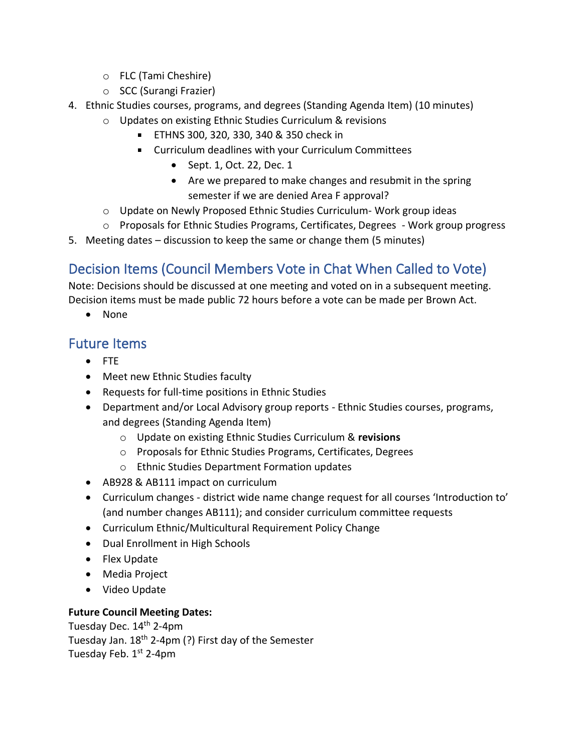- FLC (Tami Cheshire)
   - SCC (Surangi Frazier)
4. Ethnic Studies courses, programs, and degrees (Standing Agenda Item) (10 minutes)
   - Updates on existing Ethnic Studies Curriculum & revisions
     - ETHNS 300, 320, 330, 340 & 350 check in
     - Curriculum deadlines with your Curriculum Committees
       - Sept. 1, Oct. 22, Dec. 1
       - Are we prepared to make changes and resubmit in the spring semester if we are denied Area F approval?
   - Update on Newly Proposed Ethnic Studies Curriculum- Work group ideas
   - Proposals for Ethnic Studies Programs, Certificates, Degrees - Work group progress
5. Meeting dates – discussion to keep the same or change them (5 minutes)

## Decision Items (Council Members Vote in Chat When Called to Vote)

Note: Decisions should be discussed at one meeting and voted on in a subsequent meeting. Decision items must be made public 72 hours before a vote can be made per Brown Act.

- None

## Future Items

- FTE
- Meet new Ethnic Studies faculty
- Requests for full-time positions in Ethnic Studies
- Department and/or Local Advisory group reports - Ethnic Studies courses, programs, and degrees (Standing Agenda Item)
  - Update on existing Ethnic Studies Curriculum & **revisions**
  - Proposals for Ethnic Studies Programs, Certificates, Degrees
  - Ethnic Studies Department Formation updates
- AB928 & AB111 impact on curriculum
- Curriculum changes - district wide name change request for all courses 'Introduction to' (and number changes AB111); and consider curriculum committee requests
- Curriculum Ethnic/Multicultural Requirement Policy Change
- Dual Enrollment in High Schools
- Flex Update
- Media Project
- Video Update

**Future Council Meeting Dates:**
Tuesday Dec. 14th 2-4pm
Tuesday Jan. 18th 2-4pm (?) First day of the Semester
Tuesday Feb. 1st 2-4pm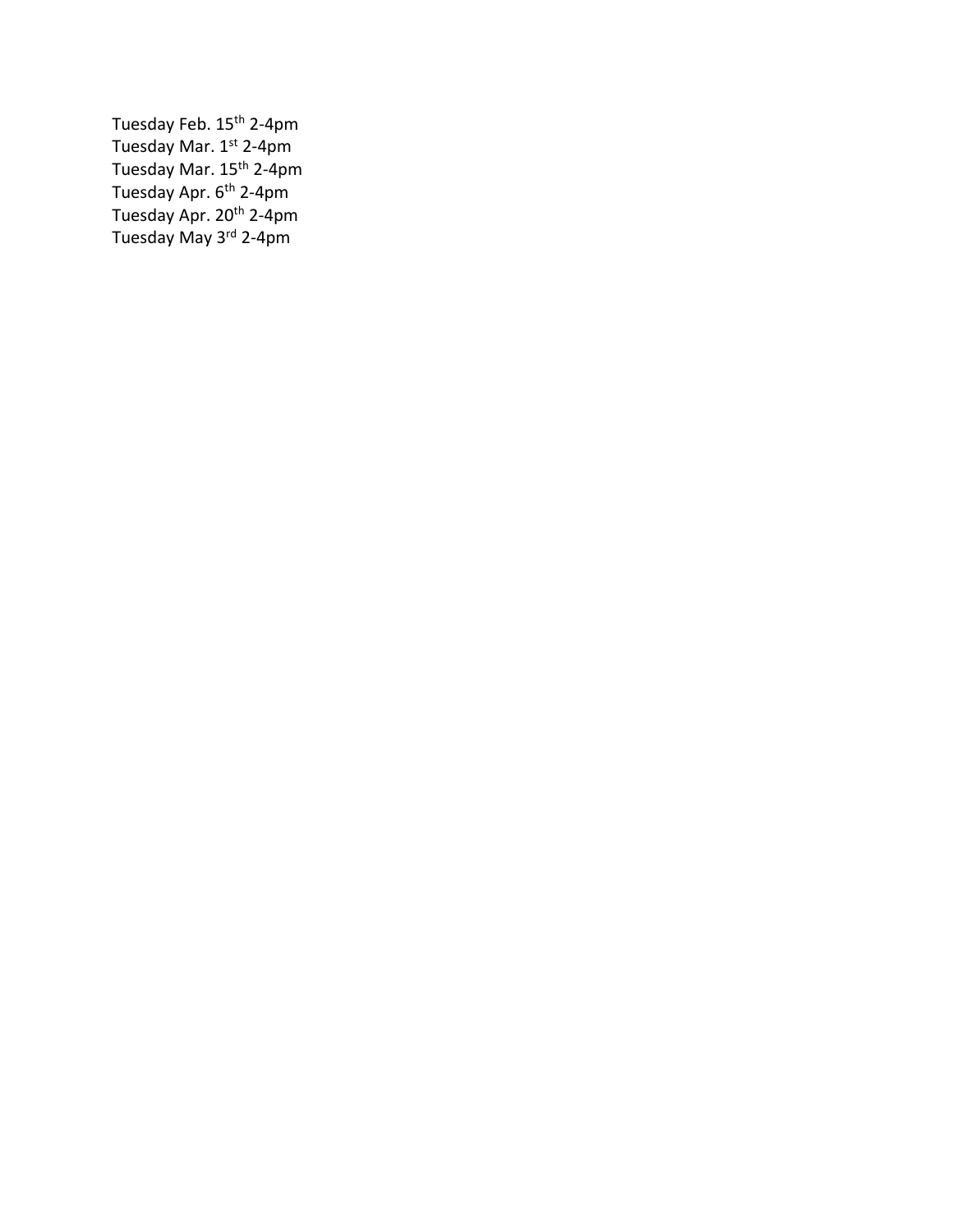Tuesday Feb. 15th 2-4pm
Tuesday Mar. 1st 2-4pm
Tuesday Mar. 15th 2-4pm
Tuesday Apr. 6th 2-4pm
Tuesday Apr. 20th 2-4pm
Tuesday May 3rd 2-4pm